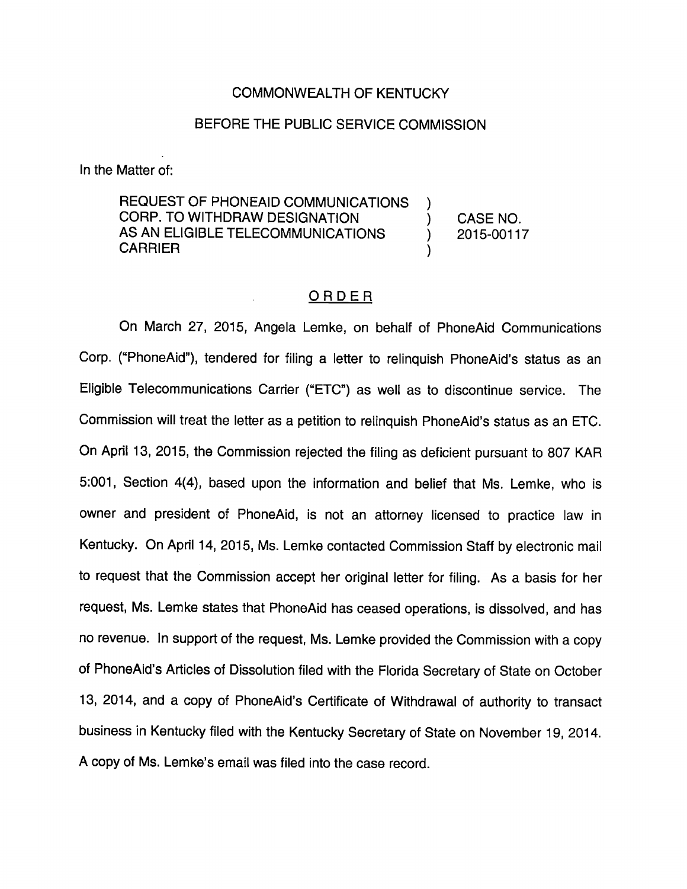COMMONWEALTH OF KENTUCKY

BEFORE THE PUBLIC SERVICE COMMISSION

In the Matter of:

| | | |
|---|---|---|
| REQUEST OF PHONEAID COMMUNICATIONS CORP. TO WITHDRAW DESIGNATION AS AN ELIGIBLE TELECOMMUNICATIONS CARRIER | ) ) ) ) | CASE NO. 2015-00117 |

## ORDER

On March 27, 2015, Angela Lemke, on behalf of PhoneAid Communications Corp. ("PhoneAid"), tendered for filing a letter to relinquish PhoneAid's status as an Eligible Telecommunications Carrier ("ETC") as well as to discontinue service. The Commission will treat the letter as a petition to relinquish PhoneAid's status as an ETC. On April 13, 2015, the Commission rejected the filing as deficient pursuant to 807 KAR 5:001, Section 4(4), based upon the information and belief that Ms. Lemke, who is owner and president of PhoneAid, is not an attorney licensed to practice law in Kentucky. On April 14, 2015, Ms. Lemke contacted Commission Staff by electronic mail to request that the Commission accept her original letter for filing. As a basis for her request, Ms. Lemke states that PhoneAid has ceased operations, is dissolved, and has no revenue. In support of the request, Ms. Lemke provided the Commission with a copy of PhoneAid's Articles of Dissolution filed with the Florida Secretary of State on October 13, 2014, and a copy of PhoneAid's Certificate of Withdrawal of authority to transact business in Kentucky filed with the Kentucky Secretary of State on November 19, 2014. A copy of Ms. Lemke's email was filed into the case record.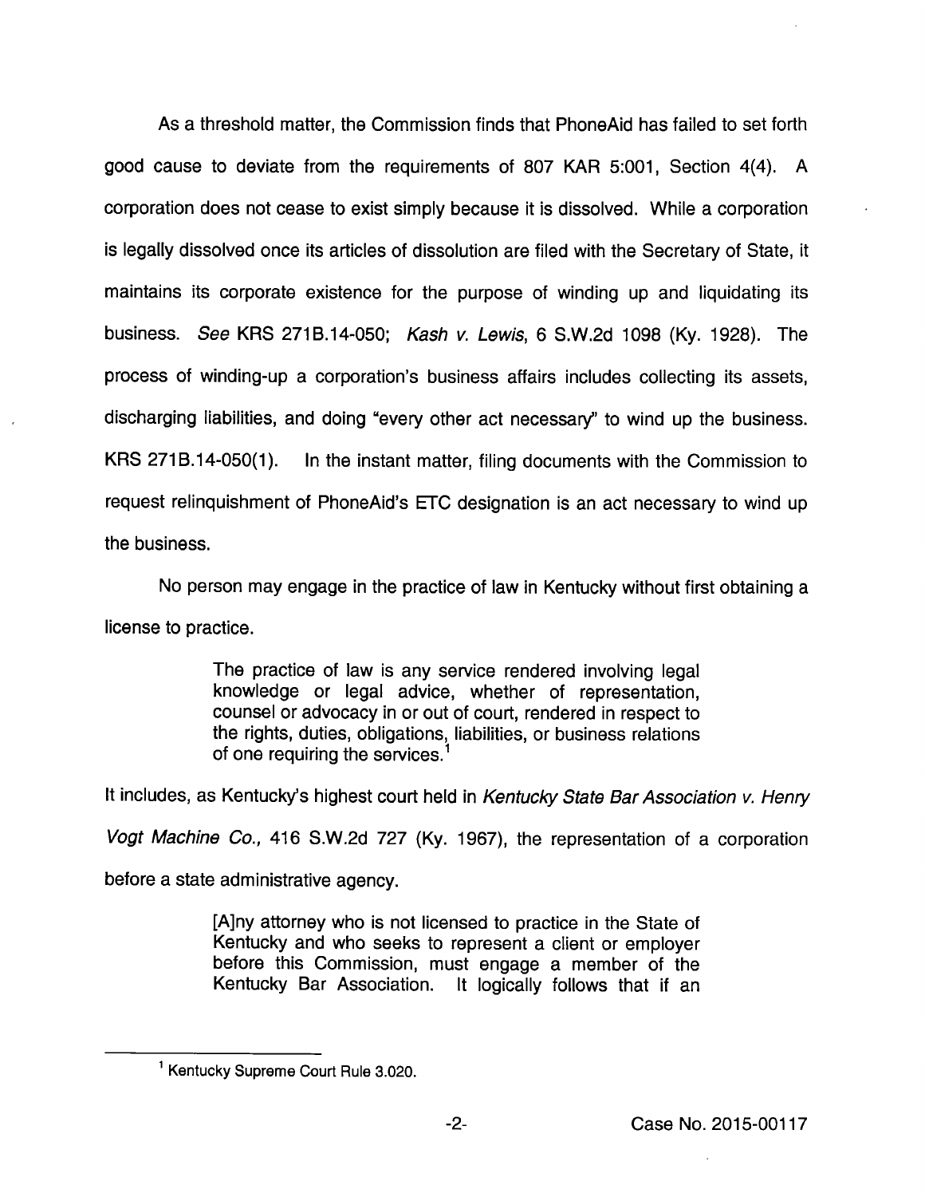As a threshold matter, the Commission finds that PhoneAid has failed to set forth good cause to deviate from the requirements of 807 KAR 5:001, Section 4(4). A corporation does not cease to exist simply because it is dissolved. While a corporation is legally dissolved once its articles of dissolution are filed with the Secretary of State, it maintains its corporate existence for the purpose of winding up and liquidating its business. *See* KRS 271B.14-050; *Kash v. Lewis*, 6 S.W.2d 1098 (Ky. 1928). The process of winding-up a corporation's business affairs includes collecting its assets, discharging liabilities, and doing "every other act necessary" to wind up the business. KRS 271B.14-050(1). In the instant matter, filing documents with the Commission to request relinquishment of PhoneAid's ETC designation is an act necessary to wind up the business.

No person may engage in the practice of law in Kentucky without first obtaining a license to practice.

> The practice of law is any service rendered involving legal knowledge or legal advice, whether of representation, counsel or advocacy in or out of court, rendered in respect to the rights, duties, obligations, liabilities, or business relations of one requiring the services.[1]

It includes, as Kentucky's highest court held in *Kentucky State Bar Association v. Henry Vogt Machine Co.*, 416 S.W.2d 727 (Ky. 1967), the representation of a corporation before a state administrative agency.

> [A]ny attorney who is not licensed to practice in the State of Kentucky and who seeks to represent a client or employer before this Commission, must engage a member of the Kentucky Bar Association. It logically follows that if an

---

[1] Kentucky Supreme Court Rule 3.020.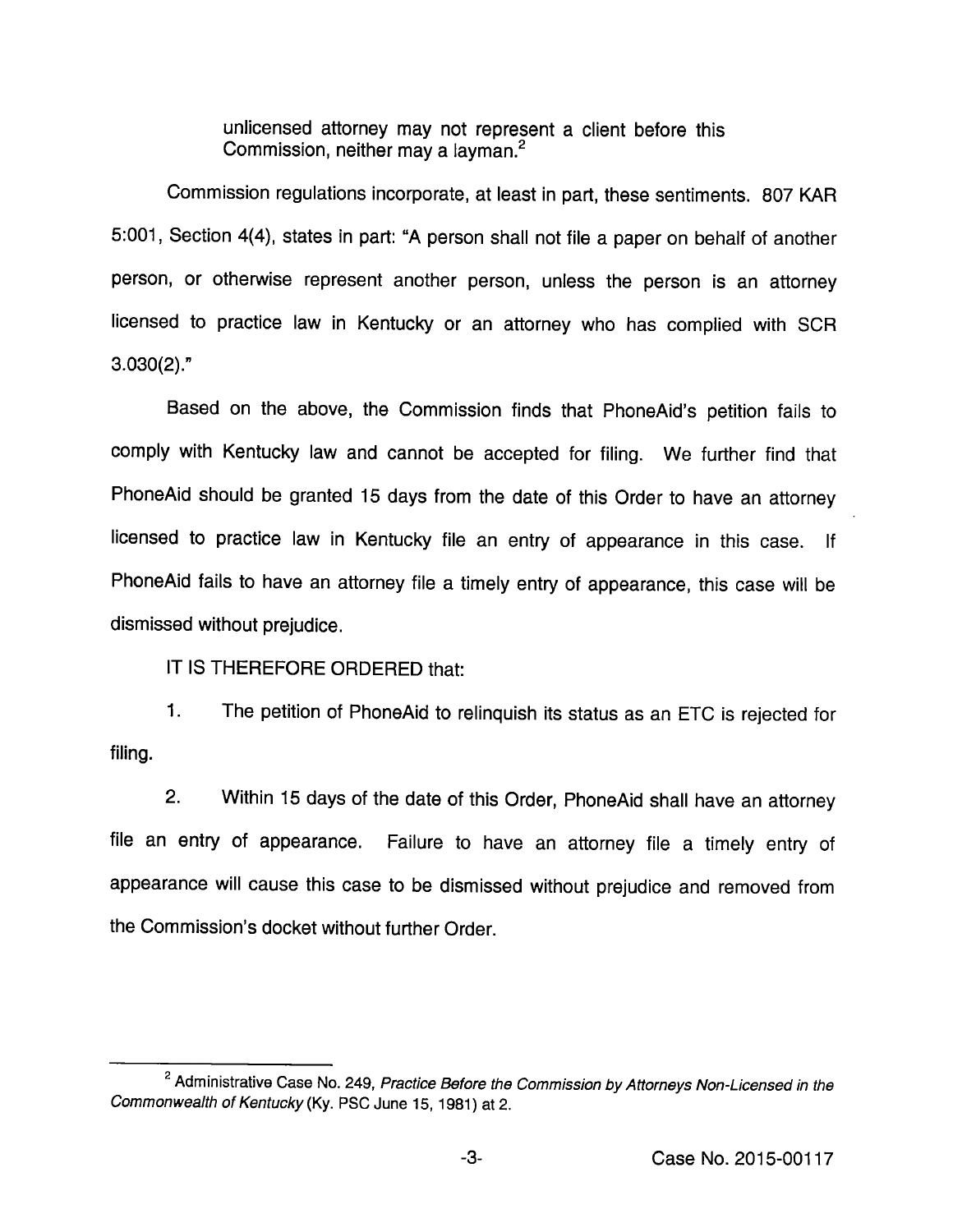unlicensed attorney may not represent a client before this Commission, neither may a layman.[2]

Commission regulations incorporate, at least in part, these sentiments. 807 KAR 5:001, Section 4(4), states in part: "A person shall not file a paper on behalf of another person, or otherwise represent another person, unless the person is an attorney licensed to practice law in Kentucky or an attorney who has complied with SCR 3.030(2)."

Based on the above, the Commission finds that PhoneAid's petition fails to comply with Kentucky law and cannot be accepted for filing. We further find that PhoneAid should be granted 15 days from the date of this Order to have an attorney licensed to practice law in Kentucky file an entry of appearance in this case. If PhoneAid fails to have an attorney file a timely entry of appearance, this case will be dismissed without prejudice.

IT IS THEREFORE ORDERED that:

1. The petition of PhoneAid to relinquish its status as an ETC is rejected for filing.

2. Within 15 days of the date of this Order, PhoneAid shall have an attorney file an entry of appearance. Failure to have an attorney file a timely entry of appearance will cause this case to be dismissed without prejudice and removed from the Commission's docket without further Order.

---

[2] Administrative Case No. 249, *Practice Before the Commission by Attorneys Non-Licensed in the Commonwealth of Kentucky* (Ky. PSC June 15, 1981) at 2.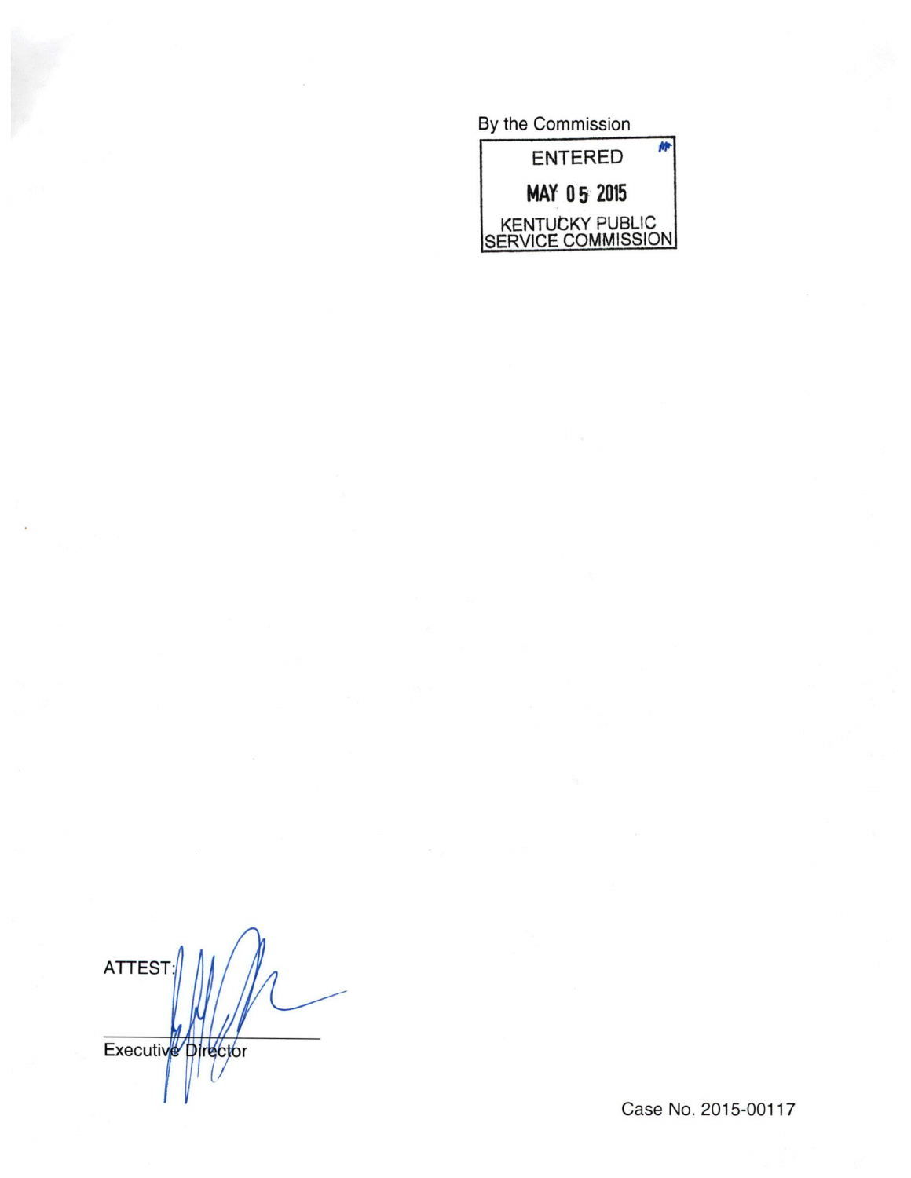By the Commission

ENTERED

MAY 05 2015

KENTUCKY PUBLIC SERVICE COMMISSION

ATTEST:

Executive Director

Case No. 2015-00117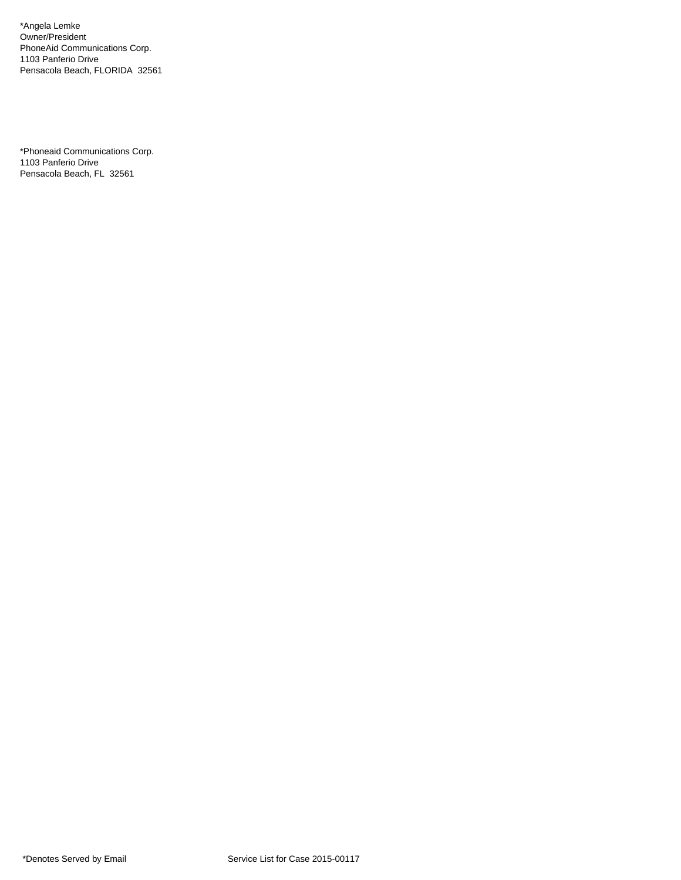*Angela Lemke
Owner/President
PhoneAid Communications Corp.
1103 Panferio Drive
Pensacola Beach, FLORIDA  32561

*Phoneaid Communications Corp.
1103 Panferio Drive
Pensacola Beach, FL  32561

*Denotes Served by Email

Service List for Case 2015-00117